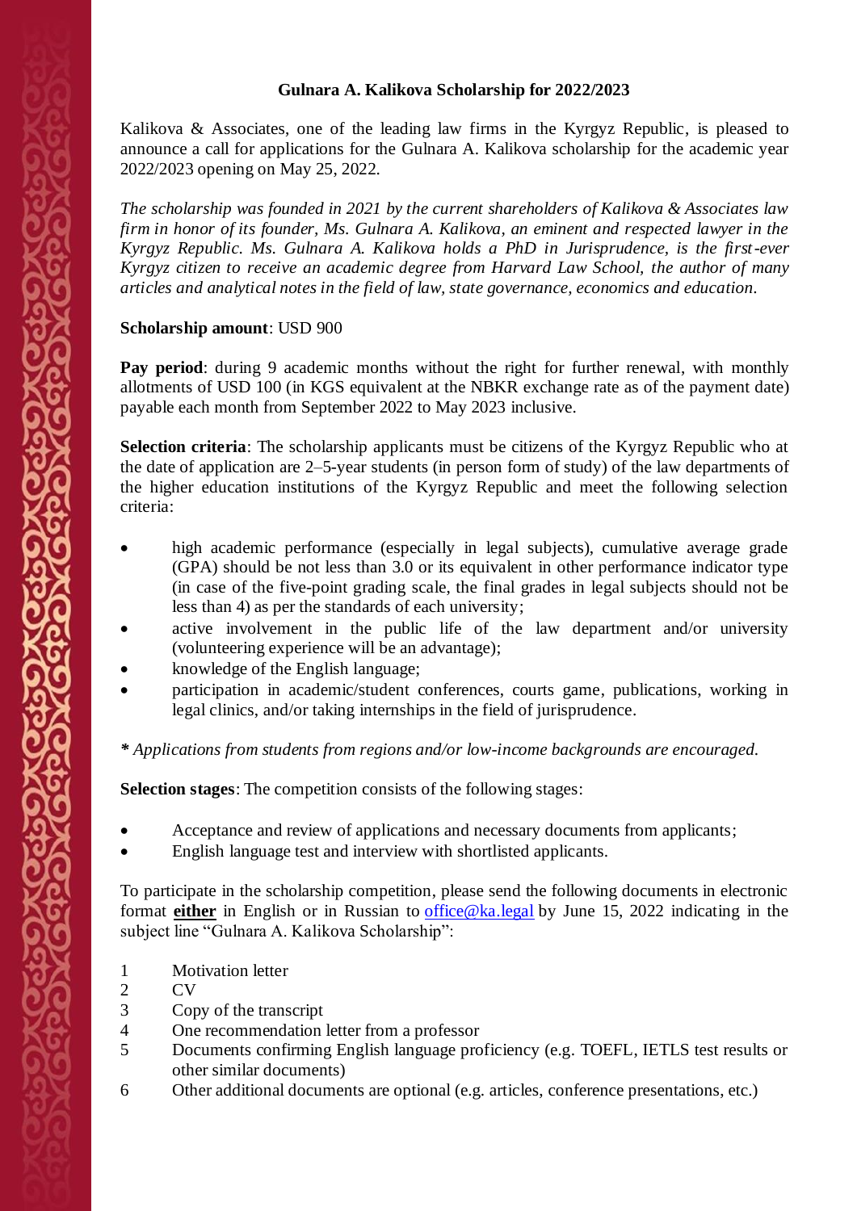# Gulnara A. Kalikova Scholarship for 2022/2023

Kalikova & Associates, one of the leading law firms in the Kyrgyz Republic, is pleased to announce a call for applications for the Gulnara A. Kalikova scholarship for the academic year 2022/2023 opening on May 25, 2022.

*The scholarship was founded in 2021 by the current shareholders of Kalikova & Associates law firm in honor of its founder, Ms. Gulnara A. Kalikova, an eminent and respected lawyer in the Kyrgyz Republic. Ms. Gulnara A. Kalikova holds a PhD in Jurisprudence, is the first-ever Kyrgyz citizen to receive an academic degree from Harvard Law School, the author of many articles and analytical notes in the field of law, state governance, economics and education.*

**Scholarship amount**: USD 900

**Pay period**: during 9 academic months without the right for further renewal, with monthly allotments of USD 100 (in KGS equivalent at the NBKR exchange rate as of the payment date) payable each month from September 2022 to May 2023 inclusive.

**Selection criteria**: The scholarship applicants must be citizens of the Kyrgyz Republic who at the date of application are 2–5-year students (in person form of study) of the law departments of the higher education institutions of the Kyrgyz Republic and meet the following selection criteria:

- high academic performance (especially in legal subjects), cumulative average grade (GPA) should be not less than 3.0 or its equivalent in other performance indicator type (in case of the five-point grading scale, the final grades in legal subjects should not be less than 4) as per the standards of each university;
- active involvement in the public life of the law department and/or university (volunteering experience will be an advantage);
- knowledge of the English language;
- participation in academic/student conferences, courts game, publications, working in legal clinics, and/or taking internships in the field of jurisprudence.

*\* Applications from students from regions and/or low-income backgrounds are encouraged.*

**Selection stages**: The competition consists of the following stages:

- Acceptance and review of applications and necessary documents from applicants;
- English language test and interview with shortlisted applicants.

To participate in the scholarship competition, please send the following documents in electronic format **either** in English or in Russian to office@ka.legal by June 15, 2022 indicating in the subject line "Gulnara A. Kalikova Scholarship":

1. Motivation letter
2. CV
3. Copy of the transcript
4. One recommendation letter from a professor
5. Documents confirming English language proficiency (e.g. TOEFL, IETLS test results or other similar documents)
6. Other additional documents are optional (e.g. articles, conference presentations, etc.)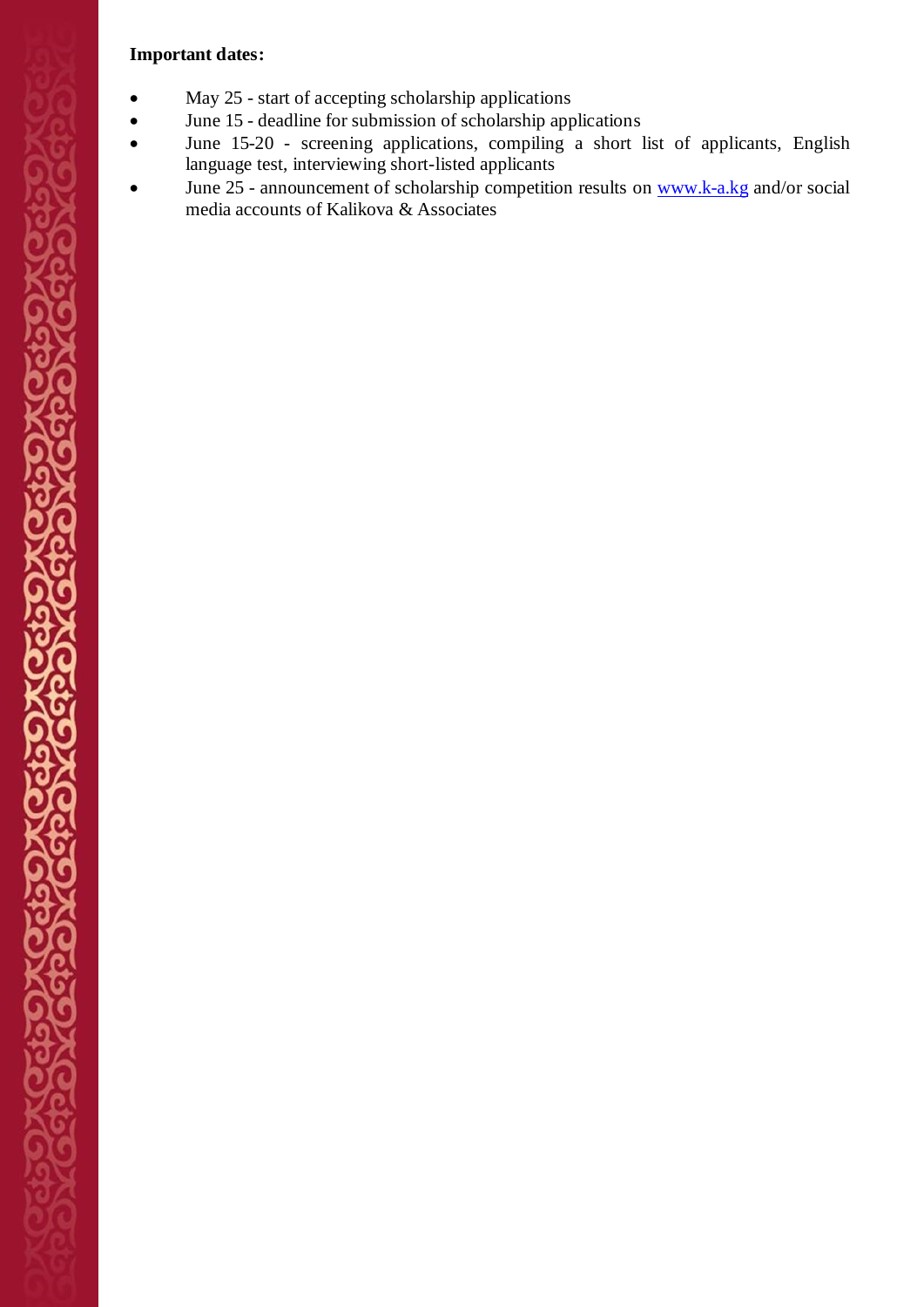**Important dates:**

- May 25 - start of accepting scholarship applications
- June 15 - deadline for submission of scholarship applications
- June 15-20 - screening applications, compiling a short list of applicants, English language test, interviewing short-listed applicants
- June 25 - announcement of scholarship competition results on www.k-a.kg and/or social media accounts of Kalikova & Associates